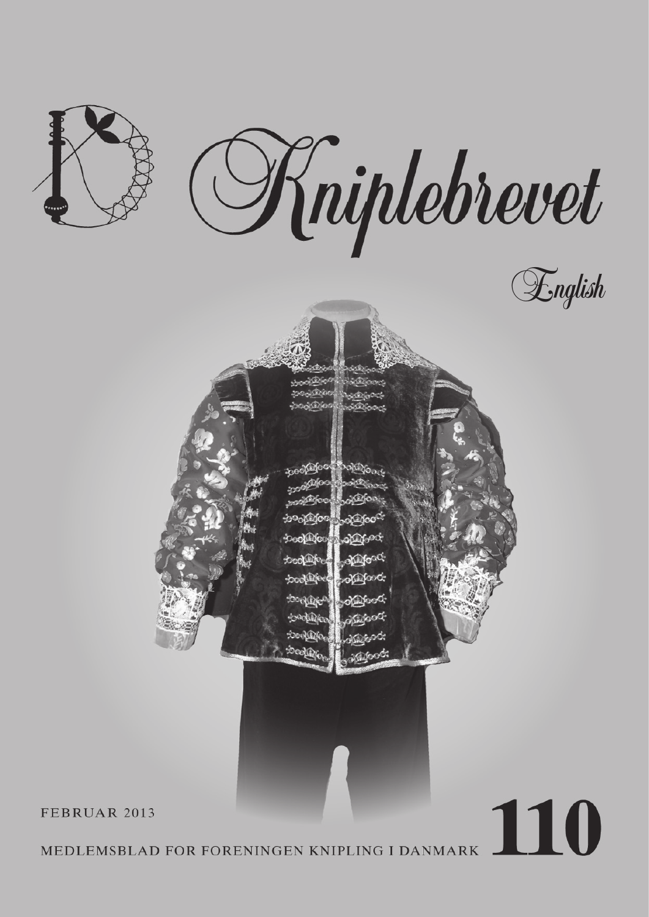# Kniplebrevet

English

FEBRUAR 2013

MEDLEMSBLAD FOR FORENINGEN KNIPLING I DANMARK **110**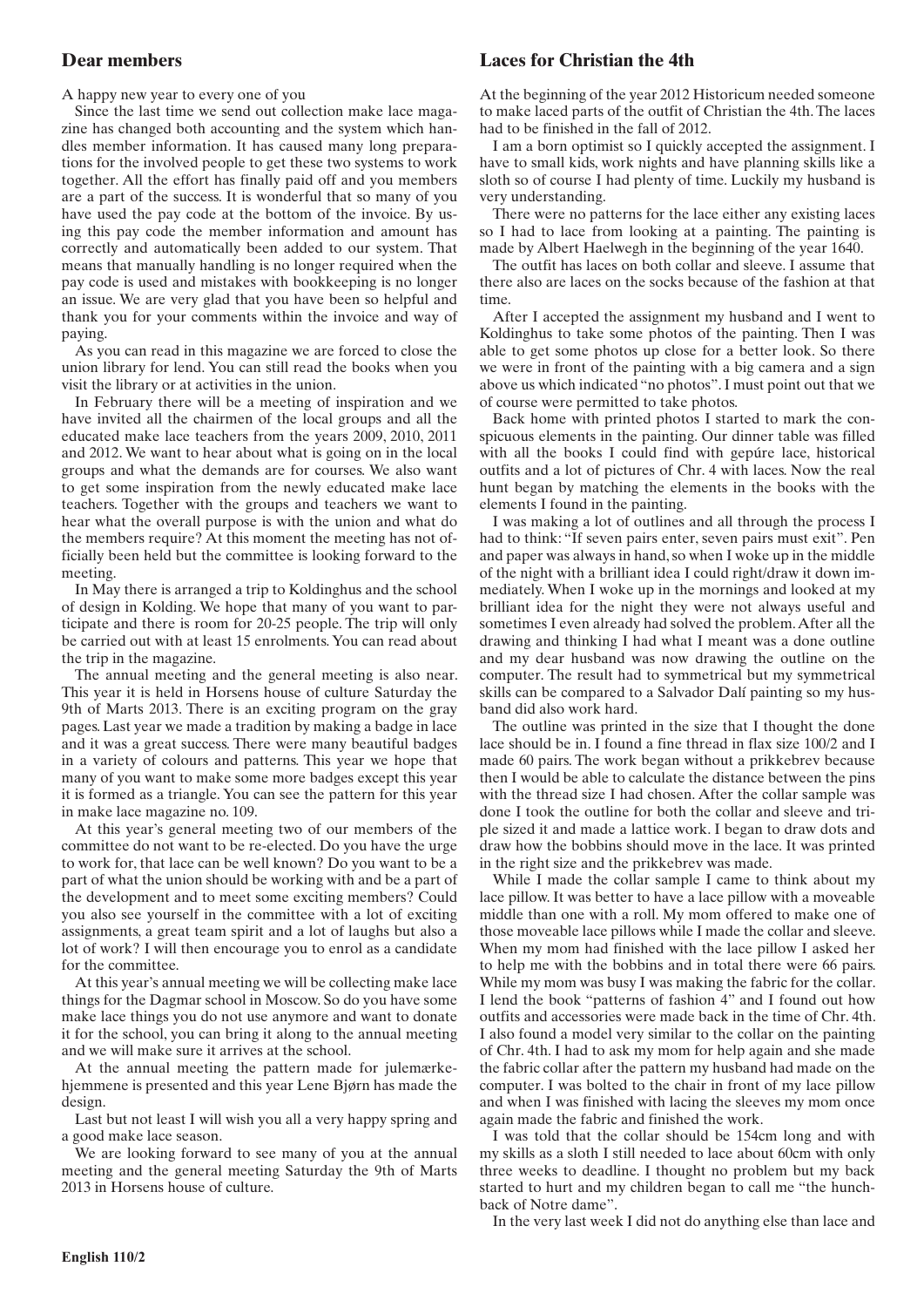## Dear members

A happy new year to every one of you

Since the last time we send out collection make lace magazine has changed both accounting and the system which handles member information. It has caused many long preparations for the involved people to get these two systems to work together. All the effort has finally paid off and you members are a part of the success. It is wonderful that so many of you have used the pay code at the bottom of the invoice. By using this pay code the member information and amount has correctly and automatically been added to our system. That means that manually handling is no longer required when the pay code is used and mistakes with bookkeeping is no longer an issue. We are very glad that you have been so helpful and thank you for your comments within the invoice and way of paying.

As you can read in this magazine we are forced to close the union library for lend. You can still read the books when you visit the library or at activities in the union.

In February there will be a meeting of inspiration and we have invited all the chairmen of the local groups and all the educated make lace teachers from the years 2009, 2010, 2011 and 2012. We want to hear about what is going on in the local groups and what the demands are for courses. We also want to get some inspiration from the newly educated make lace teachers. Together with the groups and teachers we want to hear what the overall purpose is with the union and what do the members require? At this moment the meeting has not officially been held but the committee is looking forward to the meeting.

In May there is arranged a trip to Koldinghus and the school of design in Kolding. We hope that many of you want to participate and there is room for 20-25 people. The trip will only be carried out with at least 15 enrolments. You can read about the trip in the magazine.

The annual meeting and the general meeting is also near. This year it is held in Horsens house of culture Saturday the 9th of Marts 2013. There is an exciting program on the gray pages. Last year we made a tradition by making a badge in lace and it was a great success. There were many beautiful badges in a variety of colours and patterns. This year we hope that many of you want to make some more badges except this year it is formed as a triangle. You can see the pattern for this year in make lace magazine no. 109.

At this year's general meeting two of our members of the committee do not want to be re-elected. Do you have the urge to work for, that lace can be well known? Do you want to be a part of what the union should be working with and be a part of the development and to meet some exciting members? Could you also see yourself in the committee with a lot of exciting assignments, a great team spirit and a lot of laughs but also a lot of work? I will then encourage you to enrol as a candidate for the committee.

At this year's annual meeting we will be collecting make lace things for the Dagmar school in Moscow. So do you have some make lace things you do not use anymore and want to donate it for the school, you can bring it along to the annual meeting and we will make sure it arrives at the school.

At the annual meeting the pattern made for julemærkehjemmene is presented and this year Lene Bjørn has made the design.

Last but not least I will wish you all a very happy spring and a good make lace season.

We are looking forward to see many of you at the annual meeting and the general meeting Saturday the 9th of Marts 2013 in Horsens house of culture.

## Laces for Christian the 4th

At the beginning of the year 2012 Historicum needed someone to make laced parts of the outfit of Christian the 4th. The laces had to be finished in the fall of 2012.

I am a born optimist so I quickly accepted the assignment. I have to small kids, work nights and have planning skills like a sloth so of course I had plenty of time. Luckily my husband is very understanding.

There were no patterns for the lace either any existing laces so I had to lace from looking at a painting. The painting is made by Albert Haelwegh in the beginning of the year 1640.

The outfit has laces on both collar and sleeve. I assume that there also are laces on the socks because of the fashion at that time.

After I accepted the assignment my husband and I went to Koldinghus to take some photos of the painting. Then I was able to get some photos up close for a better look. So there we were in front of the painting with a big camera and a sign above us which indicated "no photos". I must point out that we of course were permitted to take photos.

Back home with printed photos I started to mark the conspicuous elements in the painting. Our dinner table was filled with all the books I could find with gepúre lace, historical outfits and a lot of pictures of Chr. 4 with laces. Now the real hunt began by matching the elements in the books with the elements I found in the painting.

I was making a lot of outlines and all through the process I had to think: "If seven pairs enter, seven pairs must exit". Pen and paper was always in hand, so when I woke up in the middle of the night with a brilliant idea I could right/draw it down immediately. When I woke up in the mornings and looked at my brilliant idea for the night they were not always useful and sometimes I even already had solved the problem. After all the drawing and thinking I had what I meant was a done outline and my dear husband was now drawing the outline on the computer. The result had to symmetrical but my symmetrical skills can be compared to a Salvador Dalí painting so my husband did also work hard.

The outline was printed in the size that I thought the done lace should be in. I found a fine thread in flax size 100/2 and I made 60 pairs. The work began without a prikkebrev because then I would be able to calculate the distance between the pins with the thread size I had chosen. After the collar sample was done I took the outline for both the collar and sleeve and triple sized it and made a lattice work. I began to draw dots and draw how the bobbins should move in the lace. It was printed in the right size and the prikkebrev was made.

While I made the collar sample I came to think about my lace pillow. It was better to have a lace pillow with a moveable middle than one with a roll. My mom offered to make one of those moveable lace pillows while I made the collar and sleeve. When my mom had finished with the lace pillow I asked her to help me with the bobbins and in total there were 66 pairs. While my mom was busy I was making the fabric for the collar. I lend the book "patterns of fashion 4" and I found out how outfits and accessories were made back in the time of Chr. 4th. I also found a model very similar to the collar on the painting of Chr. 4th. I had to ask my mom for help again and she made the fabric collar after the pattern my husband had made on the computer. I was bolted to the chair in front of my lace pillow and when I was finished with lacing the sleeves my mom once again made the fabric and finished the work.

I was told that the collar should be 154cm long and with my skills as a sloth I still needed to lace about 60cm with only three weeks to deadline. I thought no problem but my back started to hurt and my children began to call me "the hunchback of Notre dame".

In the very last week I did not do anything else than lace and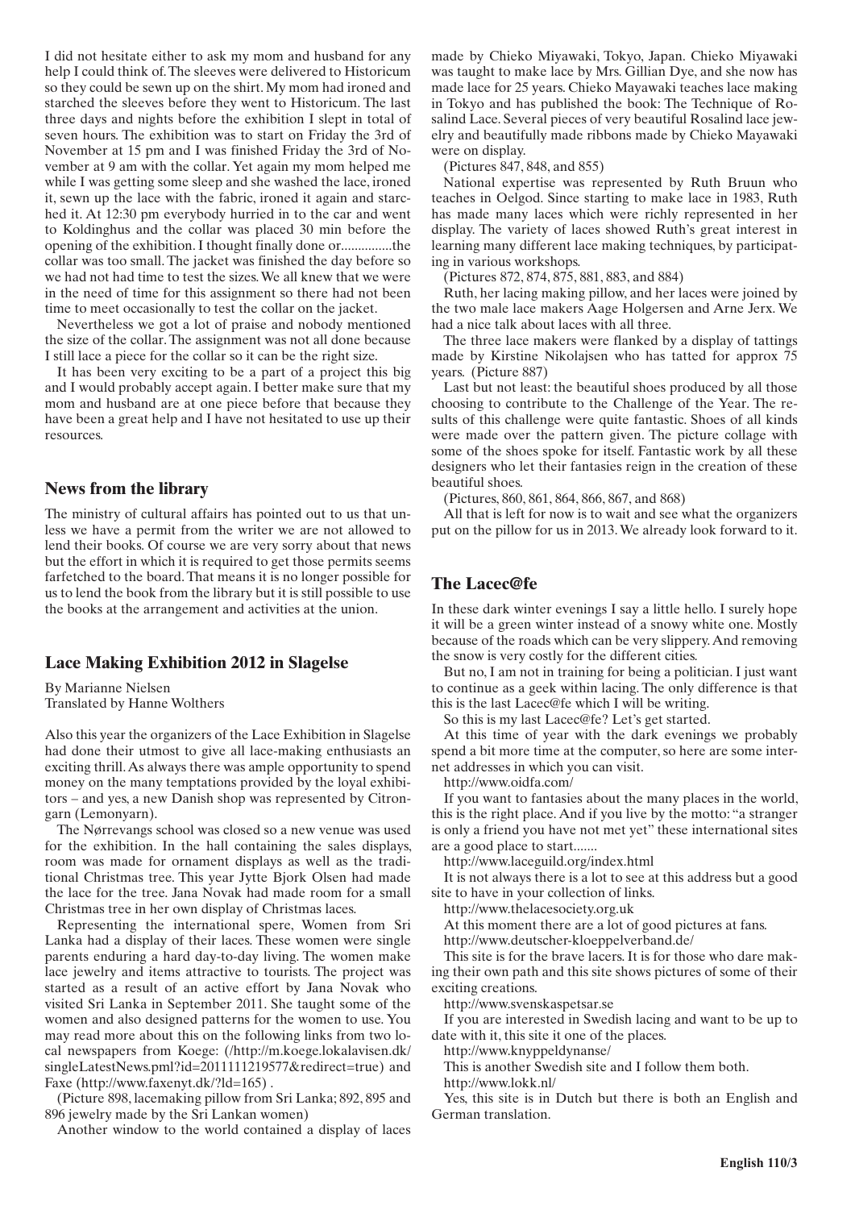I did not hesitate either to ask my mom and husband for any help I could think of. The sleeves were delivered to Historicum so they could be sewn up on the shirt. My mom had ironed and starched the sleeves before they went to Historicum. The last three days and nights before the exhibition I slept in total of seven hours. The exhibition was to start on Friday the 3rd of November at 15 pm and I was finished Friday the 3rd of November at 9 am with the collar. Yet again my mom helped me while I was getting some sleep and she washed the lace, ironed it, sewn up the lace with the fabric, ironed it again and starched it. At 12:30 pm everybody hurried in to the car and went to Koldinghus and the collar was placed 30 min before the opening of the exhibition. I thought finally done or...............the collar was too small. The jacket was finished the day before so we had not had time to test the sizes. We all knew that we were in the need of time for this assignment so there had not been time to meet occasionally to test the collar on the jacket.

Nevertheless we got a lot of praise and nobody mentioned the size of the collar. The assignment was not all done because I still lace a piece for the collar so it can be the right size.

It has been very exciting to be a part of a project this big and I would probably accept again. I better make sure that my mom and husband are at one piece before that because they have been a great help and I have not hesitated to use up their resources.

## News from the library

The ministry of cultural affairs has pointed out to us that unless we have a permit from the writer we are not allowed to lend their books. Of course we are very sorry about that news but the effort in which it is required to get those permits seems farfetched to the board. That means it is no longer possible for us to lend the book from the library but it is still possible to use the books at the arrangement and activities at the union.

## Lace Making Exhibition 2012 in Slagelse

By Marianne Nielsen
Translated by Hanne Wolthers

Also this year the organizers of the Lace Exhibition in Slagelse had done their utmost to give all lace-making enthusiasts an exciting thrill. As always there was ample opportunity to spend money on the many temptations provided by the loyal exhibitors – and yes, a new Danish shop was represented by Citrongarn (Lemonyarn).

The Nørrevangs school was closed so a new venue was used for the exhibition. In the hall containing the sales displays, room was made for ornament displays as well as the traditional Christmas tree. This year Jytte Bjork Olsen had made the lace for the tree. Jana Novak had made room for a small Christmas tree in her own display of Christmas laces.

Representing the international spere, Women from Sri Lanka had a display of their laces. These women were single parents enduring a hard day-to-day living. The women make lace jewelry and items attractive to tourists. The project was started as a result of an active effort by Jana Novak who visited Sri Lanka in September 2011. She taught some of the women and also designed patterns for the women to use. You may read more about this on the following links from two local newspapers from Koege: (/http://m.koege.lokalavisen.dk/singleLatestNews.pml?id=2011111219577&redirect=true) and Faxe (http://www.faxenyt.dk/?ld=165) .

(Picture 898, lacemaking pillow from Sri Lanka; 892, 895 and 896 jewelry made by the Sri Lankan women)

Another window to the world contained a display of laces made by Chieko Miyawaki, Tokyo, Japan. Chieko Miyawaki was taught to make lace by Mrs. Gillian Dye, and she now has made lace for 25 years. Chieko Mayawaki teaches lace making in Tokyo and has published the book: The Technique of Rosalind Lace. Several pieces of very beautiful Rosalind lace jewelry and beautifully made ribbons made by Chieko Mayawaki were on display.

(Pictures 847, 848, and 855)

National expertise was represented by Ruth Bruun who teaches in Oelgod. Since starting to make lace in 1983, Ruth has made many laces which were richly represented in her display. The variety of laces showed Ruth's great interest in learning many different lace making techniques, by participating in various workshops.

(Pictures 872, 874, 875, 881, 883, and 884)

Ruth, her lacing making pillow, and her laces were joined by the two male lace makers Aage Holgersen and Arne Jerx. We had a nice talk about laces with all three.

The three lace makers were flanked by a display of tattings made by Kirstine Nikolajsen who has tatted for approx 75 years. (Picture 887)

Last but not least: the beautiful shoes produced by all those choosing to contribute to the Challenge of the Year. The results of this challenge were quite fantastic. Shoes of all kinds were made over the pattern given. The picture collage with some of the shoes spoke for itself. Fantastic work by all these designers who let their fantasies reign in the creation of these beautiful shoes.

(Pictures, 860, 861, 864, 866, 867, and 868)

All that is left for now is to wait and see what the organizers put on the pillow for us in 2013. We already look forward to it.

## The Lacec@fe

In these dark winter evenings I say a little hello. I surely hope it will be a green winter instead of a snowy white one. Mostly because of the roads which can be very slippery. And removing the snow is very costly for the different cities.

But no, I am not in training for being a politician. I just want to continue as a geek within lacing. The only difference is that this is the last Lacec@fe which I will be writing.

So this is my last Lacec@fe? Let's get started.

At this time of year with the dark evenings we probably spend a bit more time at the computer, so here are some internet addresses in which you can visit.

http://www.oidfa.com/

If you want to fantasies about the many places in the world, this is the right place. And if you live by the motto: "a stranger is only a friend you have not met yet" these international sites are a good place to start.......

http://www.laceguild.org/index.html

It is not always there is a lot to see at this address but a good site to have in your collection of links.

http://www.thelacesociety.org.uk

At this moment there are a lot of good pictures at fans.

http://www.deutscher-kloeppelverband.de/

This site is for the brave lacers. It is for those who dare making their own path and this site shows pictures of some of their exciting creations.

http://www.svenskaspetsar.se

If you are interested in Swedish lacing and want to be up to date with it, this site it one of the places.

http://www.knyppeldynanse/

This is another Swedish site and I follow them both.

http://www.lokk.nl/

Yes, this site is in Dutch but there is both an English and German translation.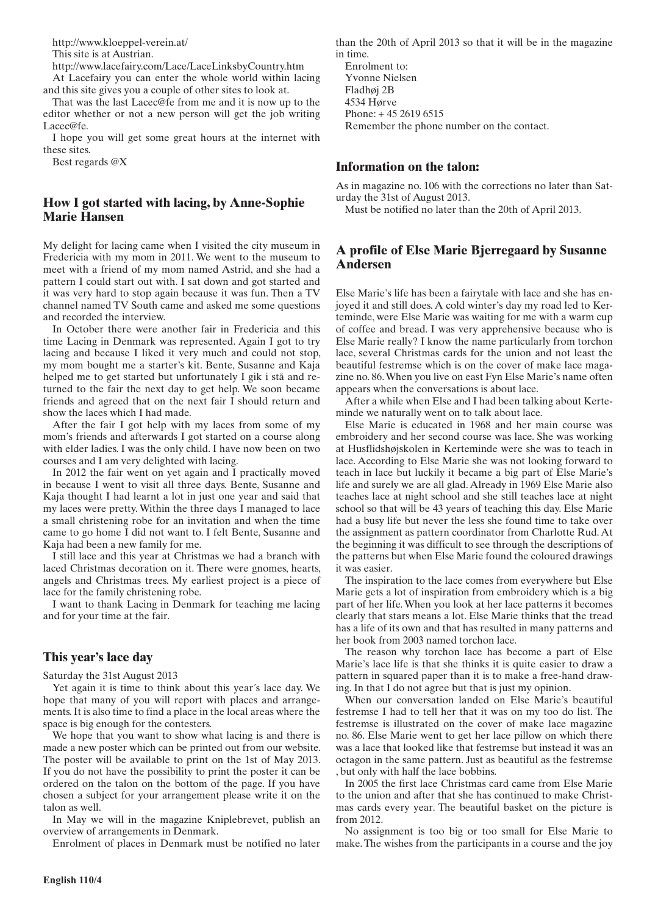http://www.kloeppel-verein.at/

This site is at Austrian.

http://www.lacefairy.com/Lace/LaceLinksbyCountry.htm

At Lacefairy you can enter the whole world within lacing and this site gives you a couple of other sites to look at.

That was the last Lacec@fe from me and it is now up to the editor whether or not a new person will get the job writing Lacec@fe.

I hope you will get some great hours at the internet with these sites.

Best regards @X

## How I got started with lacing, by Anne-Sophie Marie Hansen

My delight for lacing came when I visited the city museum in Fredericia with my mom in 2011. We went to the museum to meet with a friend of my mom named Astrid, and she had a pattern I could start out with. I sat down and got started and it was very hard to stop again because it was fun. Then a TV channel named TV South came and asked me some questions and recorded the interview.

In October there were another fair in Fredericia and this time Lacing in Denmark was represented. Again I got to try lacing and because I liked it very much and could not stop, my mom bought me a starter's kit. Bente, Susanne and Kaja helped me to get started but unfortunately I gik i stå and returned to the fair the next day to get help. We soon became friends and agreed that on the next fair I should return and show the laces which I had made.

After the fair I got help with my laces from some of my mom's friends and afterwards I got started on a course along with elder ladies. I was the only child. I have now been on two courses and I am very delighted with lacing.

In 2012 the fair went on yet again and I practically moved in because I went to visit all three days. Bente, Susanne and Kaja thought I had learnt a lot in just one year and said that my laces were pretty. Within the three days I managed to lace a small christening robe for an invitation and when the time came to go home I did not want to. I felt Bente, Susanne and Kaja had been a new family for me.

I still lace and this year at Christmas we had a branch with laced Christmas decoration on it. There were gnomes, hearts, angels and Christmas trees. My earliest project is a piece of lace for the family christening robe.

I want to thank Lacing in Denmark for teaching me lacing and for your time at the fair.

## This year's lace day

Saturday the 31st August 2013

Yet again it is time to think about this year´s lace day. We hope that many of you will report with places and arrangements. It is also time to find a place in the local areas where the space is big enough for the contesters.

We hope that you want to show what lacing is and there is made a new poster which can be printed out from our website. The poster will be available to print on the 1st of May 2013. If you do not have the possibility to print the poster it can be ordered on the talon on the bottom of the page. If you have chosen a subject for your arrangement please write it on the talon as well.

In May we will in the magazine Kniplebrevet, publish an overview of arrangements in Denmark.

Enrolment of places in Denmark must be notified no later than the 20th of April 2013 so that it will be in the magazine in time.

Enrolment to:
Yvonne Nielsen
Fladhøj 2B
4534 Hørve
Phone: + 45 2619 6515
Remember the phone number on the contact.

## Information on the talon:

As in magazine no. 106 with the corrections no later than Saturday the 31st of August 2013.

Must be notified no later than the 20th of April 2013.

## A profile of Else Marie Bjerregaard by Susanne Andersen

Else Marie's life has been a fairytale with lace and she has enjoyed it and still does. A cold winter's day my road led to Kerteminde, were Else Marie was waiting for me with a warm cup of coffee and bread. I was very apprehensive because who is Else Marie really? I know the name particularly from torchon lace, several Christmas cards for the union and not least the beautiful festremse which is on the cover of make lace magazine no. 86. When you live on east Fyn Else Marie's name often appears when the conversations is about lace.

After a while when Else and I had been talking about Kerteminde we naturally went on to talk about lace.

Else Marie is educated in 1968 and her main course was embroidery and her second course was lace. She was working at Husflidshøjskolen in Kerteminde were she was to teach in lace. According to Else Marie she was not looking forward to teach in lace but luckily it became a big part of Else Marie's life and surely we are all glad. Already in 1969 Else Marie also teaches lace at night school and she still teaches lace at night school so that will be 43 years of teaching this day. Else Marie had a busy life but never the less she found time to take over the assignment as pattern coordinator from Charlotte Rud. At the beginning it was difficult to see through the descriptions of the patterns but when Else Marie found the coloured drawings it was easier.

The inspiration to the lace comes from everywhere but Else Marie gets a lot of inspiration from embroidery which is a big part of her life. When you look at her lace patterns it becomes clearly that stars means a lot. Else Marie thinks that the tread has a life of its own and that has resulted in many patterns and her book from 2003 named torchon lace.

The reason why torchon lace has become a part of Else Marie's lace life is that she thinks it is quite easier to draw a pattern in squared paper than it is to make a free-hand drawing. In that I do not agree but that is just my opinion.

When our conversation landed on Else Marie's beautiful festremse I had to tell her that it was on my too do list. The festremse is illustrated on the cover of make lace magazine no. 86. Else Marie went to get her lace pillow on which there was a lace that looked like that festremse but instead it was an octagon in the same pattern. Just as beautiful as the festremse , but only with half the lace bobbins.

In 2005 the first lace Christmas card came from Else Marie to the union and after that she has continued to make Christmas cards every year. The beautiful basket on the picture is from 2012.

No assignment is too big or too small for Else Marie to make. The wishes from the participants in a course and the joy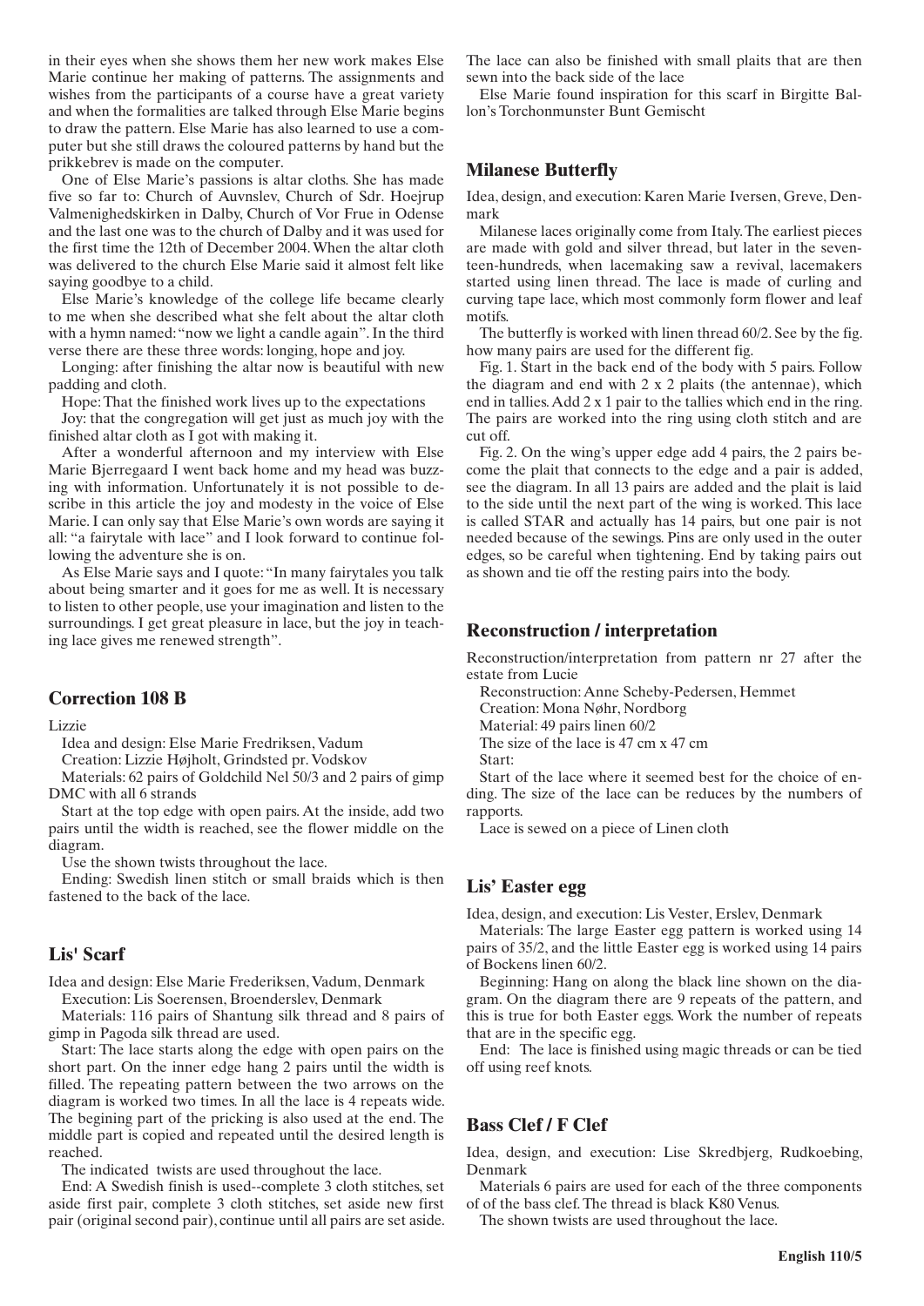in their eyes when she shows them her new work makes Else Marie continue her making of patterns. The assignments and wishes from the participants of a course have a great variety and when the formalities are talked through Else Marie begins to draw the pattern. Else Marie has also learned to use a computer but she still draws the coloured patterns by hand but the prikkebrev is made on the computer.

One of Else Marie's passions is altar cloths. She has made five so far to: Church of Auvnslev, Church of Sdr. Hoejrup Valmenighedskirken in Dalby, Church of Vor Frue in Odense and the last one was to the church of Dalby and it was used for the first time the 12th of December 2004. When the altar cloth was delivered to the church Else Marie said it almost felt like saying goodbye to a child.

Else Marie's knowledge of the college life became clearly to me when she described what she felt about the altar cloth with a hymn named: "now we light a candle again". In the third verse there are these three words: longing, hope and joy.

Longing: after finishing the altar now is beautiful with new padding and cloth.

Hope: That the finished work lives up to the expectations

Joy: that the congregation will get just as much joy with the finished altar cloth as I got with making it.

After a wonderful afternoon and my interview with Else Marie Bjerregaard I went back home and my head was buzzing with information. Unfortunately it is not possible to describe in this article the joy and modesty in the voice of Else Marie. I can only say that Else Marie's own words are saying it all: "a fairytale with lace" and I look forward to continue following the adventure she is on.

As Else Marie says and I quote: "In many fairytales you talk about being smarter and it goes for me as well. It is necessary to listen to other people, use your imagination and listen to the surroundings. I get great pleasure in lace, but the joy in teaching lace gives me renewed strength".

## Correction 108 B

Lizzie

Idea and design: Else Marie Fredriksen, Vadum

Creation: Lizzie Højholt, Grindsted pr. Vodskov

Materials: 62 pairs of Goldchild Nel 50/3 and 2 pairs of gimp DMC with all 6 strands

Start at the top edge with open pairs. At the inside, add two pairs until the width is reached, see the flower middle on the diagram.

Use the shown twists throughout the lace.

Ending: Swedish linen stitch or small braids which is then fastened to the back of the lace.

## Lis' Scarf

Idea and design: Else Marie Frederiksen, Vadum, Denmark

Execution: Lis Soerensen, Broenderslev, Denmark

Materials: 116 pairs of Shantung silk thread and 8 pairs of gimp in Pagoda silk thread are used.

Start: The lace starts along the edge with open pairs on the short part. On the inner edge hang 2 pairs until the width is filled. The repeating pattern between the two arrows on the diagram is worked two times. In all the lace is 4 repeats wide. The begining part of the pricking is also used at the end. The middle part is copied and repeated until the desired length is reached.

The indicated twists are used throughout the lace.

End: A Swedish finish is used--complete 3 cloth stitches, set aside first pair, complete 3 cloth stitches, set aside new first pair (original second pair), continue until all pairs are set aside. The lace can also be finished with small plaits that are then sewn into the back side of the lace

Else Marie found inspiration for this scarf in Birgitte Ballon's Torchonmunster Bunt Gemischt

## Milanese Butterfly

Idea, design, and execution: Karen Marie Iversen, Greve, Denmark

Milanese laces originally come from Italy. The earliest pieces are made with gold and silver thread, but later in the seventeen-hundreds, when lacemaking saw a revival, lacemakers started using linen thread. The lace is made of curling and curving tape lace, which most commonly form flower and leaf motifs.

The butterfly is worked with linen thread 60/2. See by the fig. how many pairs are used for the different fig.

Fig. 1. Start in the back end of the body with 5 pairs. Follow the diagram and end with 2 x 2 plaits (the antennae), which end in tallies. Add 2 x 1 pair to the tallies which end in the ring. The pairs are worked into the ring using cloth stitch and are cut off.

Fig. 2. On the wing's upper edge add 4 pairs, the 2 pairs become the plait that connects to the edge and a pair is added, see the diagram. In all 13 pairs are added and the plait is laid to the side until the next part of the wing is worked. This lace is called STAR and actually has 14 pairs, but one pair is not needed because of the sewings. Pins are only used in the outer edges, so be careful when tightening. End by taking pairs out as shown and tie off the resting pairs into the body.

## Reconstruction / interpretation

Reconstruction/interpretation from pattern nr 27 after the estate from Lucie

Reconstruction: Anne Scheby-Pedersen, Hemmet

Creation: Mona Nøhr, Nordborg

Material: 49 pairs linen 60/2

The size of the lace is 47 cm x 47 cm

Start:

Start of the lace where it seemed best for the choice of ending. The size of the lace can be reduces by the numbers of rapports.

Lace is sewed on a piece of Linen cloth

## Lis' Easter egg

Idea, design, and execution: Lis Vester, Erslev, Denmark

Materials: The large Easter egg pattern is worked using 14 pairs of 35/2, and the little Easter egg is worked using 14 pairs of Bockens linen 60/2.

Beginning: Hang on along the black line shown on the diagram. On the diagram there are 9 repeats of the pattern, and this is true for both Easter eggs. Work the number of repeats that are in the specific egg.

End: The lace is finished using magic threads or can be tied off using reef knots.

## Bass Clef / F Clef

Idea, design, and execution: Lise Skredbjerg, Rudkoebing, Denmark

Materials 6 pairs are used for each of the three components of of the bass clef. The thread is black K80 Venus.

The shown twists are used throughout the lace.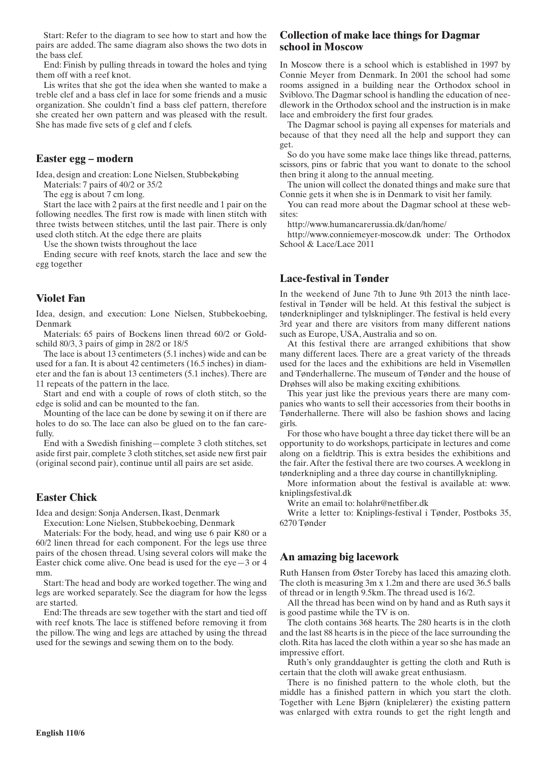Start: Refer to the diagram to see how to start and how the pairs are added. The same diagram also shows the two dots in the bass clef.

End: Finish by pulling threads in toward the holes and tying them off with a reef knot.

Lis writes that she got the idea when she wanted to make a treble clef and a bass clef in lace for some friends and a music organization. She couldn't find a bass clef pattern, therefore she created her own pattern and was pleased with the result. She has made five sets of g clef and f clefs.

## Easter egg – modern

Idea, design and creation: Lone Nielsen, Stubbekøbing

Materials: 7 pairs of 40/2 or 35/2

The egg is about 7 cm long.

Start the lace with 2 pairs at the first needle and 1 pair on the following needles. The first row is made with linen stitch with three twists between stitches, until the last pair. There is only used cloth stitch. At the edge there are plaits

Use the shown twists throughout the lace

Ending secure with reef knots, starch the lace and sew the egg together

## Violet Fan

Idea, design, and execution: Lone Nielsen, Stubbekoebing, Denmark

Materials: 65 pairs of Bockens linen thread 60/2 or Goldschild 80/3, 3 pairs of gimp in 28/2 or 18/5

The lace is about 13 centimeters (5.1 inches) wide and can be used for a fan. It is about 42 centimeters (16.5 inches) in diameter and the fan is about 13 centimeters (5.1 inches). There are 11 repeats of the pattern in the lace.

Start and end with a couple of rows of cloth stitch, so the edge is solid and can be mounted to the fan.

Mounting of the lace can be done by sewing it on if there are holes to do so. The lace can also be glued on to the fan carefully.

End with a Swedish finishing—complete 3 cloth stitches, set aside first pair, complete 3 cloth stitches, set aside new first pair (original second pair), continue until all pairs are set aside.

## Easter Chick

Idea and design: Sonja Andersen, Ikast, Denmark

Execution: Lone Nielsen, Stubbekoebing, Denmark

Materials: For the body, head, and wing use 6 pair K80 or a 60/2 linen thread for each component. For the legs use three pairs of the chosen thread. Using several colors will make the Easter chick come alive. One bead is used for the eye—3 or 4 mm.

Start: The head and body are worked together. The wing and legs are worked separately. See the diagram for how the legss are started.

End: The threads are sew together with the start and tied off with reef knots. The lace is stiffened before removing it from the pillow. The wing and legs are attached by using the thread used for the sewings and sewing them on to the body.

## Collection of make lace things for Dagmar school in Moscow

In Moscow there is a school which is established in 1997 by Connie Meyer from Denmark. In 2001 the school had some rooms assigned in a building near the Orthodox school in Sviblovo. The Dagmar school is handling the education of needlework in the Orthodox school and the instruction is in make lace and embroidery the first four grades.

The Dagmar school is paying all expenses for materials and because of that they need all the help and support they can get.

So do you have some make lace things like thread, patterns, scissors, pins or fabric that you want to donate to the school then bring it along to the annual meeting.

The union will collect the donated things and make sure that Connie gets it when she is in Denmark to visit her family.

You can read more about the Dagmar school at these websites:

http://www.humancarerussia.dk/dan/home/

http://www.conniemeyer-moscow.dk under: The Orthodox School & Lace/Lace 2011

## Lace-festival in Tønder

In the weekend of June 7th to June 9th 2013 the ninth lace-festival in Tønder will be held. At this festival the subject is tønderkniplinger and tylskniplinger. The festival is held every 3rd year and there are visitors from many different nations such as Europe, USA, Australia and so on.

At this festival there are arranged exhibitions that show many different laces. There are a great variety of the threads used for the laces and the exhibitions are held in Visemøllen and Tønderhallerne. The museum of Tønder and the house of Drøhses will also be making exciting exhibitions.

This year just like the previous years there are many companies who wants to sell their accessories from their booths in Tønderhallerne. There will also be fashion shows and lacing girls.

For those who have bought a three day ticket there will be an opportunity to do workshops, participate in lectures and come along on a fieldtrip. This is extra besides the exhibitions and the fair. After the festival there are two courses. A weeklong in tønderknipling and a three day course in chantillyknipling.

More information about the festival is available at: www.kniplingsfestival.dk

Write an email to: holahr@netfiber.dk

Write a letter to: Kniplings-festival i Tønder, Postboks 35, 6270 Tønder

## An amazing big lacework

Ruth Hansen from Øster Toreby has laced this amazing cloth. The cloth is measuring 3m x 1.2m and there are used 36.5 balls of thread or in length 9.5km. The thread used is 16/2.

All the thread has been wind on by hand and as Ruth says it is good pastime while the TV is on.

The cloth contains 368 hearts. The 280 hearts is in the cloth and the last 88 hearts is in the piece of the lace surrounding the cloth. Rita has laced the cloth within a year so she has made an impressive effort.

Ruth's only granddaughter is getting the cloth and Ruth is certain that the cloth will awake great enthusiasm.

There is no finished pattern to the whole cloth, but the middle has a finished pattern in which you start the cloth. Together with Lene Bjørn (kniplelærer) the existing pattern was enlarged with extra rounds to get the right length and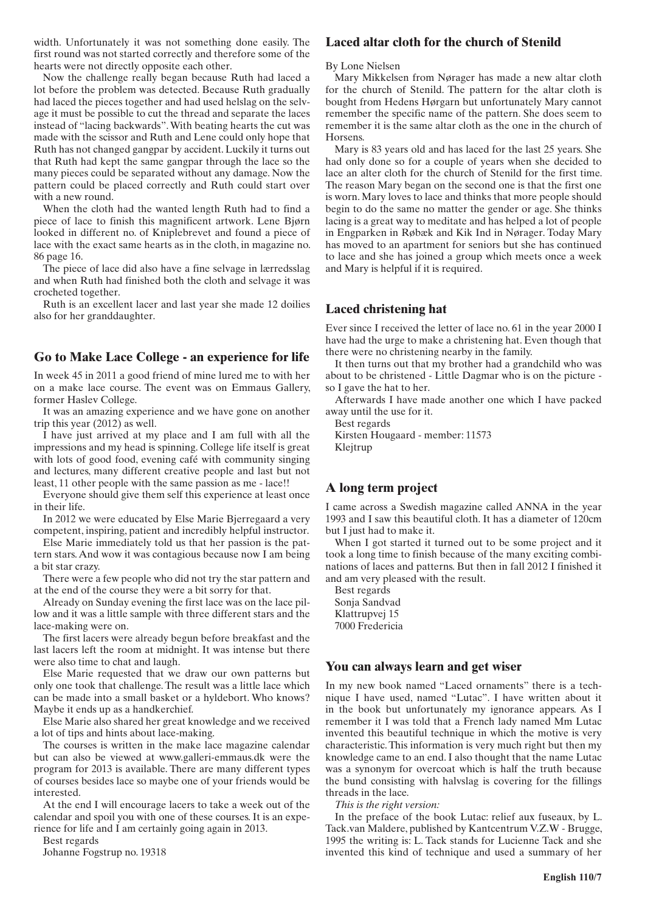width. Unfortunately it was not something done easily. The first round was not started correctly and therefore some of the hearts were not directly opposite each other.

Now the challenge really began because Ruth had laced a lot before the problem was detected. Because Ruth gradually had laced the pieces together and had used helslag on the selvage it must be possible to cut the thread and separate the laces instead of "lacing backwards". With beating hearts the cut was made with the scissor and Ruth and Lene could only hope that Ruth has not changed gangpar by accident. Luckily it turns out that Ruth had kept the same gangpar through the lace so the many pieces could be separated without any damage. Now the pattern could be placed correctly and Ruth could start over with a new round.

When the cloth had the wanted length Ruth had to find a piece of lace to finish this magnificent artwork. Lene Bjørn looked in different no. of Kniplebrevet and found a piece of lace with the exact same hearts as in the cloth, in magazine no. 86 page 16.

The piece of lace did also have a fine selvage in lærredsslag and when Ruth had finished both the cloth and selvage it was crocheted together.

Ruth is an excellent lacer and last year she made 12 doilies also for her granddaughter.

## Go to Make Lace College - an experience for life

In week 45 in 2011 a good friend of mine lured me to with her on a make lace course. The event was on Emmaus Gallery, former Haslev College.

It was an amazing experience and we have gone on another trip this year (2012) as well.

I have just arrived at my place and I am full with all the impressions and my head is spinning. College life itself is great with lots of good food, evening café with community singing and lectures, many different creative people and last but not least, 11 other people with the same passion as me - lace!!

Everyone should give them self this experience at least once in their life.

In 2012 we were educated by Else Marie Bjerregaard a very competent, inspiring, patient and incredibly helpful instructor.

Else Marie immediately told us that her passion is the pattern stars. And wow it was contagious because now I am being a bit star crazy.

There were a few people who did not try the star pattern and at the end of the course they were a bit sorry for that.

Already on Sunday evening the first lace was on the lace pillow and it was a little sample with three different stars and the lace-making were on.

The first lacers were already begun before breakfast and the last lacers left the room at midnight. It was intense but there were also time to chat and laugh.

Else Marie requested that we draw our own patterns but only one took that challenge. The result was a little lace which can be made into a small basket or a hyldebort. Who knows? Maybe it ends up as a handkerchief.

Else Marie also shared her great knowledge and we received a lot of tips and hints about lace-making.

The courses is written in the make lace magazine calendar but can also be viewed at www.galleri-emmaus.dk were the program for 2013 is available. There are many different types of courses besides lace so maybe one of your friends would be interested.

At the end I will encourage lacers to take a week out of the calendar and spoil you with one of these courses. It is an experience for life and I am certainly going again in 2013.

Best regards  
Johanne Fogstrup no. 19318

## Laced altar cloth for the church of Stenild

By Lone Nielsen

Mary Mikkelsen from Nørager has made a new altar cloth for the church of Stenild. The pattern for the altar cloth is bought from Hedens Hørgarn but unfortunately Mary cannot remember the specific name of the pattern. She does seem to remember it is the same altar cloth as the one in the church of Horsens.

Mary is 83 years old and has laced for the last 25 years. She had only done so for a couple of years when she decided to lace an alter cloth for the church of Stenild for the first time. The reason Mary began on the second one is that the first one is worn. Mary loves to lace and thinks that more people should begin to do the same no matter the gender or age. She thinks lacing is a great way to meditate and has helped a lot of people in Engparken in Røbæk and Kik Ind in Nørager. Today Mary has moved to an apartment for seniors but she has continued to lace and she has joined a group which meets once a week and Mary is helpful if it is required.

## Laced christening hat

Ever since I received the letter of lace no. 61 in the year 2000 I have had the urge to make a christening hat. Even though that there were no christening nearby in the family.

It then turns out that my brother had a grandchild who was about to be christened - Little Dagmar who is on the picture - so I gave the hat to her.

Afterwards I have made another one which I have packed away until the use for it.

Best regards  
Kirsten Hougaard - member: 11573  
Klejtrup

## A long term project

I came across a Swedish magazine called ANNA in the year 1993 and I saw this beautiful cloth. It has a diameter of 120cm but I just had to make it.

When I got started it turned out to be some project and it took a long time to finish because of the many exciting combinations of laces and patterns. But then in fall 2012 I finished it and am very pleased with the result.

Best regards  
Sonja Sandvad  
Klattrupvej 15  
7000 Fredericia

## You can always learn and get wiser

In my new book named "Laced ornaments" there is a technique I have used, named "Lutac". I have written about it in the book but unfortunately my ignorance appears. As I remember it I was told that a French lady named Mm Lutac invented this beautiful technique in which the motive is very characteristic. This information is very much right but then my knowledge came to an end. I also thought that the name Lutac was a synonym for overcoat which is half the truth because the bund consisting with halvslag is covering for the fillings threads in the lace.

*This is the right version:*

In the preface of the book Lutac: relief aux fuseaux, by L. Tack.van Maldere, published by Kantcentrum V.Z.W - Brugge, 1995 the writing is: L. Tack stands for Lucienne Tack and she invented this kind of technique and used a summary of her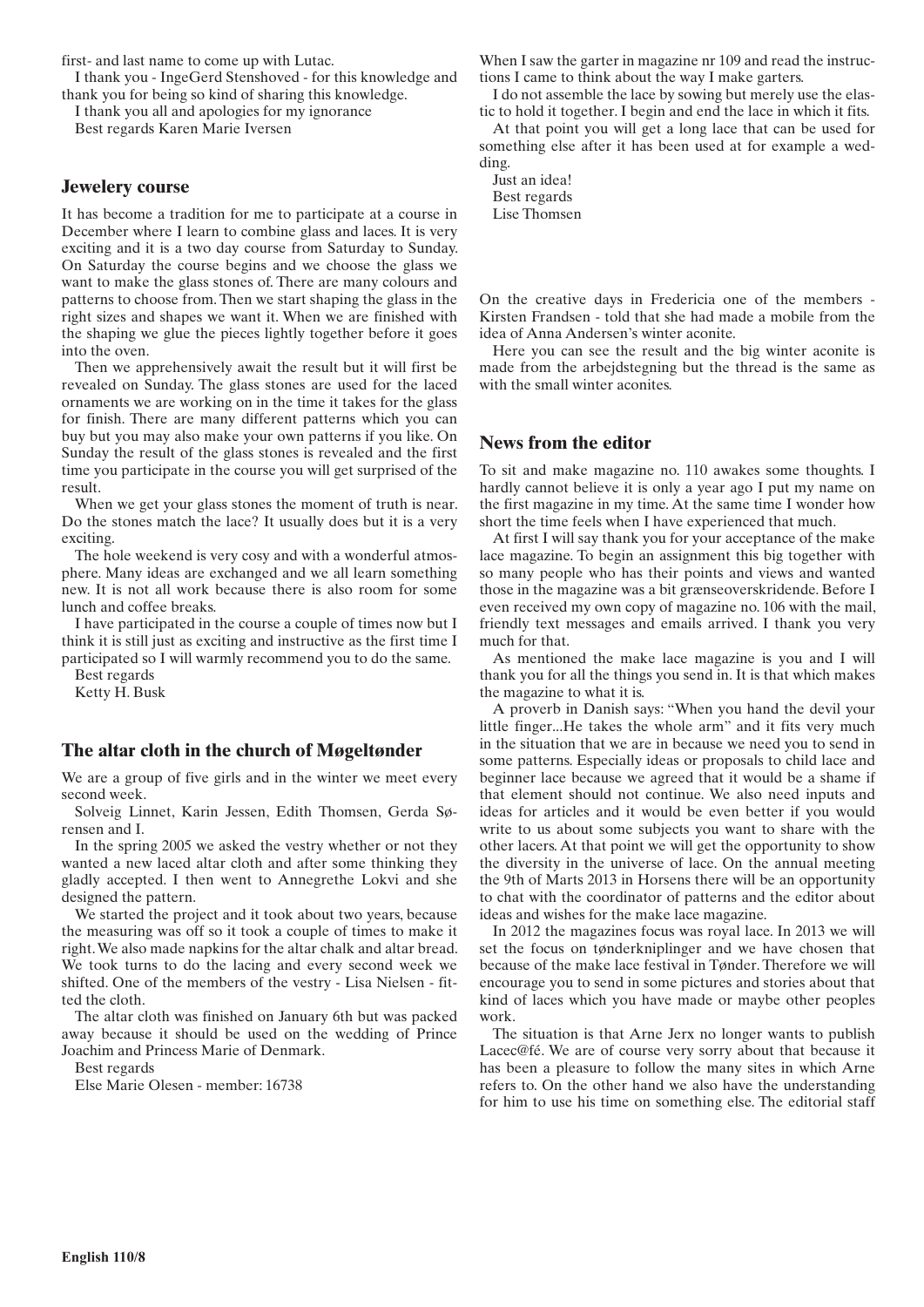first- and last name to come up with Lutac.

I thank you - IngeGerd Stenshoved - for this knowledge and thank you for being so kind of sharing this knowledge.

I thank you all and apologies for my ignorance

Best regards Karen Marie Iversen

## Jewelery course

It has become a tradition for me to participate at a course in December where I learn to combine glass and laces. It is very exciting and it is a two day course from Saturday to Sunday. On Saturday the course begins and we choose the glass we want to make the glass stones of. There are many colours and patterns to choose from. Then we start shaping the glass in the right sizes and shapes we want it. When we are finished with the shaping we glue the pieces lightly together before it goes into the oven.

Then we apprehensively await the result but it will first be revealed on Sunday. The glass stones are used for the laced ornaments we are working on in the time it takes for the glass for finish. There are many different patterns which you can buy but you may also make your own patterns if you like. On Sunday the result of the glass stones is revealed and the first time you participate in the course you will get surprised of the result.

When we get your glass stones the moment of truth is near. Do the stones match the lace? It usually does but it is a very exciting.

The hole weekend is very cosy and with a wonderful atmosphere. Many ideas are exchanged and we all learn something new. It is not all work because there is also room for some lunch and coffee breaks.

I have participated in the course a couple of times now but I think it is still just as exciting and instructive as the first time I participated so I will warmly recommend you to do the same.

Best regards

Ketty H. Busk

## The altar cloth in the church of Møgeltønder

We are a group of five girls and in the winter we meet every second week.

Solveig Linnet, Karin Jessen, Edith Thomsen, Gerda Sørensen and I.

In the spring 2005 we asked the vestry whether or not they wanted a new laced altar cloth and after some thinking they gladly accepted. I then went to Annegrethe Lokvi and she designed the pattern.

We started the project and it took about two years, because the measuring was off so it took a couple of times to make it right. We also made napkins for the altar chalk and altar bread. We took turns to do the lacing and every second week we shifted. One of the members of the vestry - Lisa Nielsen - fitted the cloth.

The altar cloth was finished on January 6th but was packed away because it should be used on the wedding of Prince Joachim and Princess Marie of Denmark.

Best regards

Else Marie Olesen - member: 16738

When I saw the garter in magazine nr 109 and read the instructions I came to think about the way I make garters.

I do not assemble the lace by sowing but merely use the elastic to hold it together. I begin and end the lace in which it fits.

At that point you will get a long lace that can be used for something else after it has been used at for example a wedding.

Just an idea!

Best regards

Lise Thomsen

On the creative days in Fredericia one of the members - Kirsten Frandsen - told that she had made a mobile from the idea of Anna Andersen's winter aconite.

Here you can see the result and the big winter aconite is made from the arbejdstegning but the thread is the same as with the small winter aconites.

## News from the editor

To sit and make magazine no. 110 awakes some thoughts. I hardly cannot believe it is only a year ago I put my name on the first magazine in my time. At the same time I wonder how short the time feels when I have experienced that much.

At first I will say thank you for your acceptance of the make lace magazine. To begin an assignment this big together with so many people who has their points and views and wanted those in the magazine was a bit grænseoverskridende. Before I even received my own copy of magazine no. 106 with the mail, friendly text messages and emails arrived. I thank you very much for that.

As mentioned the make lace magazine is you and I will thank you for all the things you send in. It is that which makes the magazine to what it is.

A proverb in Danish says: "When you hand the devil your little finger...He takes the whole arm" and it fits very much in the situation that we are in because we need you to send in some patterns. Especially ideas or proposals to child lace and beginner lace because we agreed that it would be a shame if that element should not continue. We also need inputs and ideas for articles and it would be even better if you would write to us about some subjects you want to share with the other lacers. At that point we will get the opportunity to show the diversity in the universe of lace. On the annual meeting the 9th of Marts 2013 in Horsens there will be an opportunity to chat with the coordinator of patterns and the editor about ideas and wishes for the make lace magazine.

In 2012 the magazines focus was royal lace. In 2013 we will set the focus on tønderkniplinger and we have chosen that because of the make lace festival in Tønder. Therefore we will encourage you to send in some pictures and stories about that kind of laces which you have made or maybe other peoples work.

The situation is that Arne Jerx no longer wants to publish Lacec@fé. We are of course very sorry about that because it has been a pleasure to follow the many sites in which Arne refers to. On the other hand we also have the understanding for him to use his time on something else. The editorial staff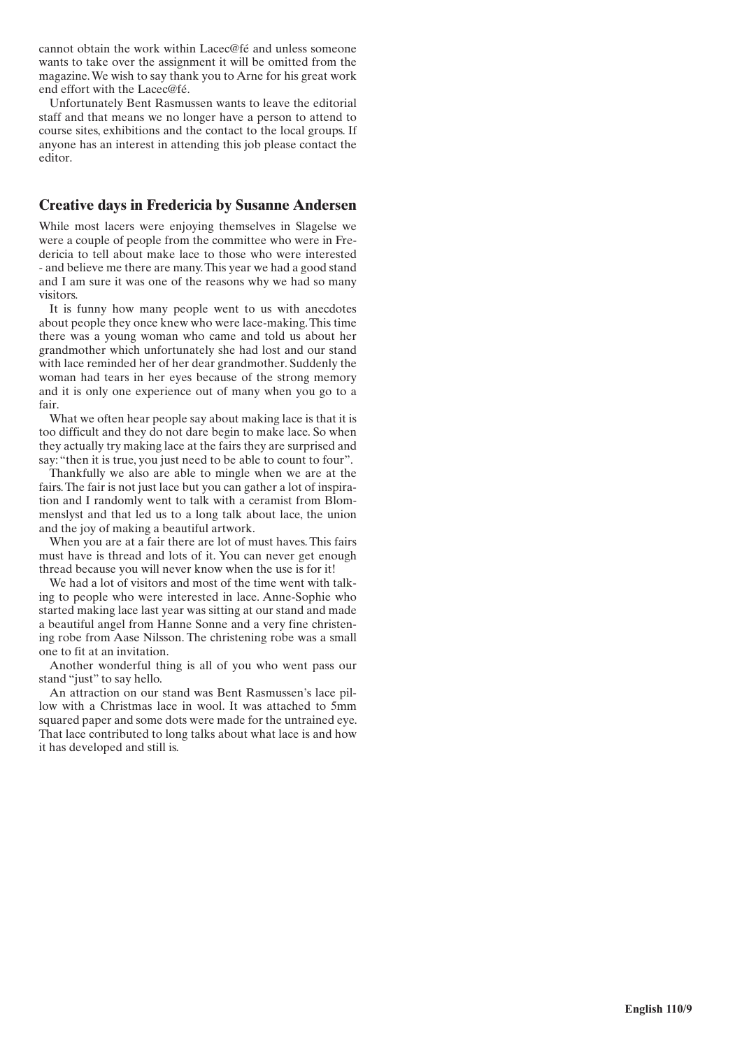cannot obtain the work within Lacec@fé and unless someone wants to take over the assignment it will be omitted from the magazine. We wish to say thank you to Arne for his great work end effort with the Lacec@fé.

Unfortunately Bent Rasmussen wants to leave the editorial staff and that means we no longer have a person to attend to course sites, exhibitions and the contact to the local groups. If anyone has an interest in attending this job please contact the editor.

## Creative days in Fredericia by Susanne Andersen

While most lacers were enjoying themselves in Slagelse we were a couple of people from the committee who were in Fredericia to tell about make lace to those who were interested - and believe me there are many. This year we had a good stand and I am sure it was one of the reasons why we had so many visitors.

It is funny how many people went to us with anecdotes about people they once knew who were lace-making. This time there was a young woman who came and told us about her grandmother which unfortunately she had lost and our stand with lace reminded her of her dear grandmother. Suddenly the woman had tears in her eyes because of the strong memory and it is only one experience out of many when you go to a fair.

What we often hear people say about making lace is that it is too difficult and they do not dare begin to make lace. So when they actually try making lace at the fairs they are surprised and say: "then it is true, you just need to be able to count to four".

Thankfully we also are able to mingle when we are at the fairs. The fair is not just lace but you can gather a lot of inspiration and I randomly went to talk with a ceramist from Blommenslyst and that led us to a long talk about lace, the union and the joy of making a beautiful artwork.

When you are at a fair there are lot of must haves. This fairs must have is thread and lots of it. You can never get enough thread because you will never know when the use is for it!

We had a lot of visitors and most of the time went with talking to people who were interested in lace. Anne-Sophie who started making lace last year was sitting at our stand and made a beautiful angel from Hanne Sonne and a very fine christening robe from Aase Nilsson. The christening robe was a small one to fit at an invitation.

Another wonderful thing is all of you who went pass our stand "just" to say hello.

An attraction on our stand was Bent Rasmussen's lace pillow with a Christmas lace in wool. It was attached to 5mm squared paper and some dots were made for the untrained eye. That lace contributed to long talks about what lace is and how it has developed and still is.